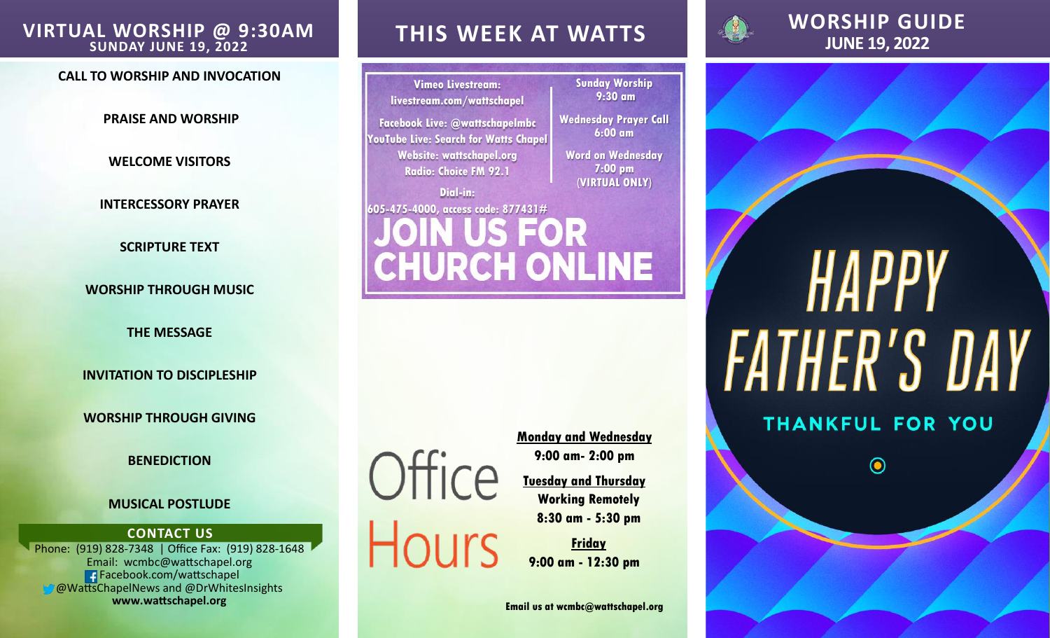# VIRTUAL WORSHIP @ 9:30AM

**SUNDAY JUNE 19, 2022**

**CALL TO WORSHIP AND INVOCATION**

**PRAISE AND WORSHIP**

**WELCOME VISITORS**

**INTERCESSORY PRAYER**

**SCRIPTURE TEXT**

**WORSHIP THROUGH MUSIC**

**THE MESSAGE**

**INVITATION TO DISCIPLESHIP**

**WORSHIP THROUGH GIVING**

**BENEDICTION**

**MUSICAL POSTLUDE**

## CONTACT US

Phone: (919) 828-7348 | Office Fax: (919) 828-1648
Email: wcmbc@wattschapel.org
Facebook.com/wattschapel
@WattsChapelNews and @DrWhitesInsights
**www.wattschapel.org**

# THIS WEEK AT WATTS

**Vimeo Livestream:**
**livestream.com/wattschapel**
**Facebook Live: @wattschapelmbc**
**YouTube Live: Search for Watts Chapel**
**Website: wattschapel.org**
**Radio: Choice FM 92.1**
**Dial-in:**
**605-475-4000, access code: 877431#**

**Sunday Worship**
**9:30 am**
**Wednesday Prayer Call**
**6:00 am**
**Word on Wednesday**
**7:00 pm**
**(VIRTUAL ONLY)**

**JOIN US FOR CHURCH ONLINE**

## Office Hours

**Monday and Wednesday**
**9:00 am- 2:00 pm**

**Tuesday and Thursday**
**Working Remotely**
**8:30 am - 5:30 pm**

**Friday**
**9:00 am - 12:30 pm**

**Email us at wcmbc@wattschapel.org**

# WORSHIP GUIDE

**JUNE 19, 2022**

HAPPY FATHER'S DAY

THANKFUL FOR YOU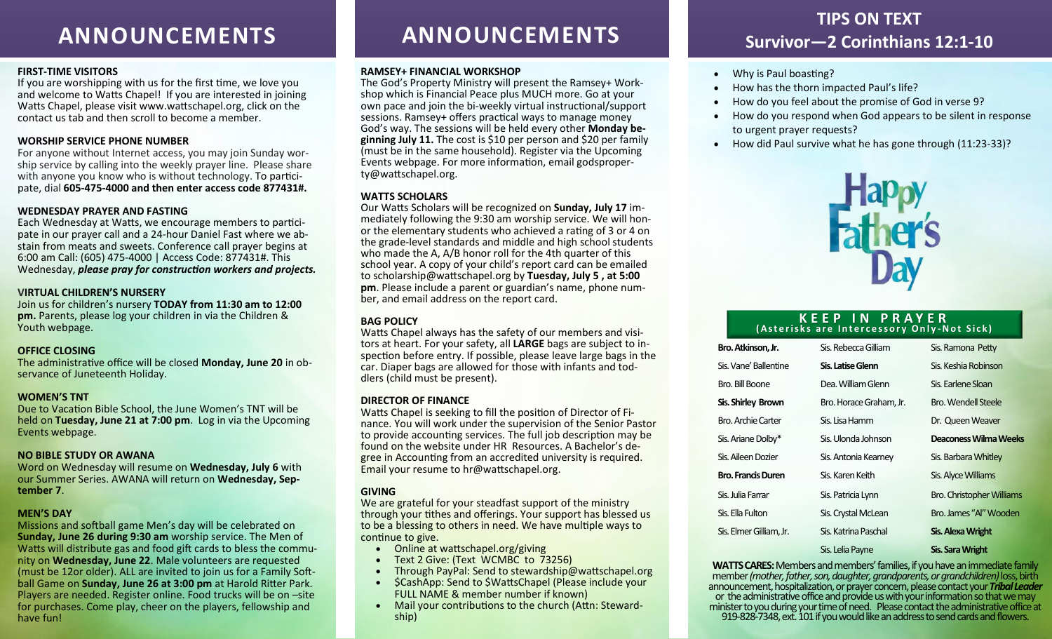# ANNOUNCEMENTS

**FIRST-TIME VISITORS**
If you are worshipping with us for the first time, we love you and welcome to Watts Chapel! If you are interested in joining Watts Chapel, please visit www.wattschapel.org, click on the contact us tab and then scroll to become a member.

**WORSHIP SERVICE PHONE NUMBER**
For anyone without Internet access, you may join Sunday worship service by calling into the weekly prayer line. Please share with anyone you know who is without technology. To participate, dial **605-475-4000 and then enter access code 877431#.**

**WEDNESDAY PRAYER AND FASTING**
Each Wednesday at Watts, we encourage members to participate in our prayer call and a 24-hour Daniel Fast where we abstain from meats and sweets. Conference call prayer begins at 6:00 am Call: (605) 475-4000 | Access Code: 877431#. This Wednesday, ***please pray for construction workers and projects.***

**VIRTUAL CHILDREN'S NURSERY**
Join us for children's nursery **TODAY from 11:30 am to 12:00 pm.** Parents, please log your children in via the Children & Youth webpage.

**OFFICE CLOSING**
The administrative office will be closed **Monday, June 20** in observance of Juneteenth Holiday.

**WOMEN'S TNT**
Due to Vacation Bible School, the June Women's TNT will be held on **Tuesday, June 21 at 7:00 pm**. Log in via the Upcoming Events webpage.

**NO BIBLE STUDY OR AWANA**
Word on Wednesday will resume on **Wednesday, July 6** with our Summer Series. AWANA will return on **Wednesday, September 7**.

**MEN'S DAY**
Missions and softball game Men's day will be celebrated on **Sunday, June 26 during 9:30 am** worship service. The Men of Watts will distribute gas and food gift cards to bless the community on **Wednesday, June 22**. Male volunteers are requested (must be 12or older). ALL are invited to join us for a Family Softball Game on **Sunday, June 26 at 3:00 pm** at Harold Ritter Park. Players are needed. Register online. Food trucks will be on –site for purchases. Come play, cheer on the players, fellowship and have fun!

# ANNOUNCEMENTS

**RAMSEY+ FINANCIAL WORKSHOP**
The God's Property Ministry will present the Ramsey+ Workshop which is Financial Peace plus MUCH more. Go at your own pace and join the bi-weekly virtual instructional/support sessions. Ramsey+ offers practical ways to manage money God's way. The sessions will be held every other **Monday beginning July 11.** The cost is $10 per person and $20 per family (must be in the same household). Register via the Upcoming Events webpage. For more information, email godsproperty@wattschapel.org.

**WATTS SCHOLARS**
Our Watts Scholars will be recognized on **Sunday, July 17** immediately following the 9:30 am worship service. We will honor the elementary students who achieved a rating of 3 or 4 on the grade-level standards and middle and high school students who made the A, A/B honor roll for the 4th quarter of this school year. A copy of your child's report card can be emailed to scholarship@wattschapel.org by **Tuesday, July 5 , at 5:00 pm**. Please include a parent or guardian's name, phone number, and email address on the report card.

**BAG POLICY**
Watts Chapel always has the safety of our members and visitors at heart. For your safety, all **LARGE** bags are subject to inspection before entry. If possible, please leave large bags in the car. Diaper bags are allowed for those with infants and toddlers (child must be present).

**DIRECTOR OF FINANCE**
Watts Chapel is seeking to fill the position of Director of Finance. You will work under the supervision of the Senior Pastor to provide accounting services. The full job description may be found on the website under HR Resources. A Bachelor's degree in Accounting from an accredited university is required. Email your resume to hr@wattschapel.org.

**GIVING**
We are grateful for your steadfast support of the ministry through your tithes and offerings. Your support has blessed us to be a blessing to others in need. We have multiple ways to continue to give.

- Online at wattschapel.org/giving
- Text 2 Give: (Text WCMBC to 73256)
- Through PayPal: Send to stewardship@wattschapel.org
- $CashApp: Send to $WattsChapel (Please include your FULL NAME & member number if known)
- Mail your contributions to the church (Attn: Stewardship)

# TIPS ON TEXT
## Survivor—2 Corinthians 12:1-10

- Why is Paul boasting?
- How has the thorn impacted Paul's life?
- How do you feel about the promise of God in verse 9?
- How do you respond when God appears to be silent in response to urgent prayer requests?
- How did Paul survive what he has gone through (11:23-33)?

Happy Father's Day

**KEEP IN PRAYER**
**(Asterisks are Intercessory Only-Not Sick)**

| | | |
|---|---|---|
| **Bro. Atkinson, Jr.** | Sis. Rebecca Gilliam | Sis. Ramona Petty |
| Sis. Vane' Ballentine | **Sis. Latise Glenn** | Sis. Keshia Robinson |
| Bro. Bill Boone | Dea. William Glenn | Sis. Earlene Sloan |
| **Sis. Shirley Brown** | Bro. Horace Graham, Jr. | Bro. Wendell Steele |
| Bro. Archie Carter | Sis. Lisa Hamm | Dr. Queen Weaver |
| Sis. Ariane Dolby* | Sis. Ulonda Johnson | **Deaconess Wilma Weeks** |
| Sis. Aileen Dozier | Sis. Antonia Kearney | Sis. Barbara Whitley |
| **Bro. Francis Duren** | Sis. Karen Keith | Sis. Alyce Williams |
| Sis. Julia Farrar | Sis. Patricia Lynn | Bro. Christopher Williams |
| Sis. Ella Fulton | Sis. Crystal McLean | Bro. James "Al" Wooden |
| Sis. Elmer Gilliam, Jr. | Sis. Katrina Paschal | **Sis. Alexa Wright** |
| | Sis. Lelia Payne | **Sis. Sara Wright** |

**WATTS CARES:** Members and members' families, if you have an immediate family member *(mother, father, son, daughter, grandparents, or grandchildren)* loss, birth announcement, hospitalization, or prayer concern, please contact your ***Tribal Leader*** or the administrative office and provide us with your information so that we may minister to you during your time of need. Please contact the administrative office at 919-828-7348, ext. 101 if you would like an address to send cards and flowers.